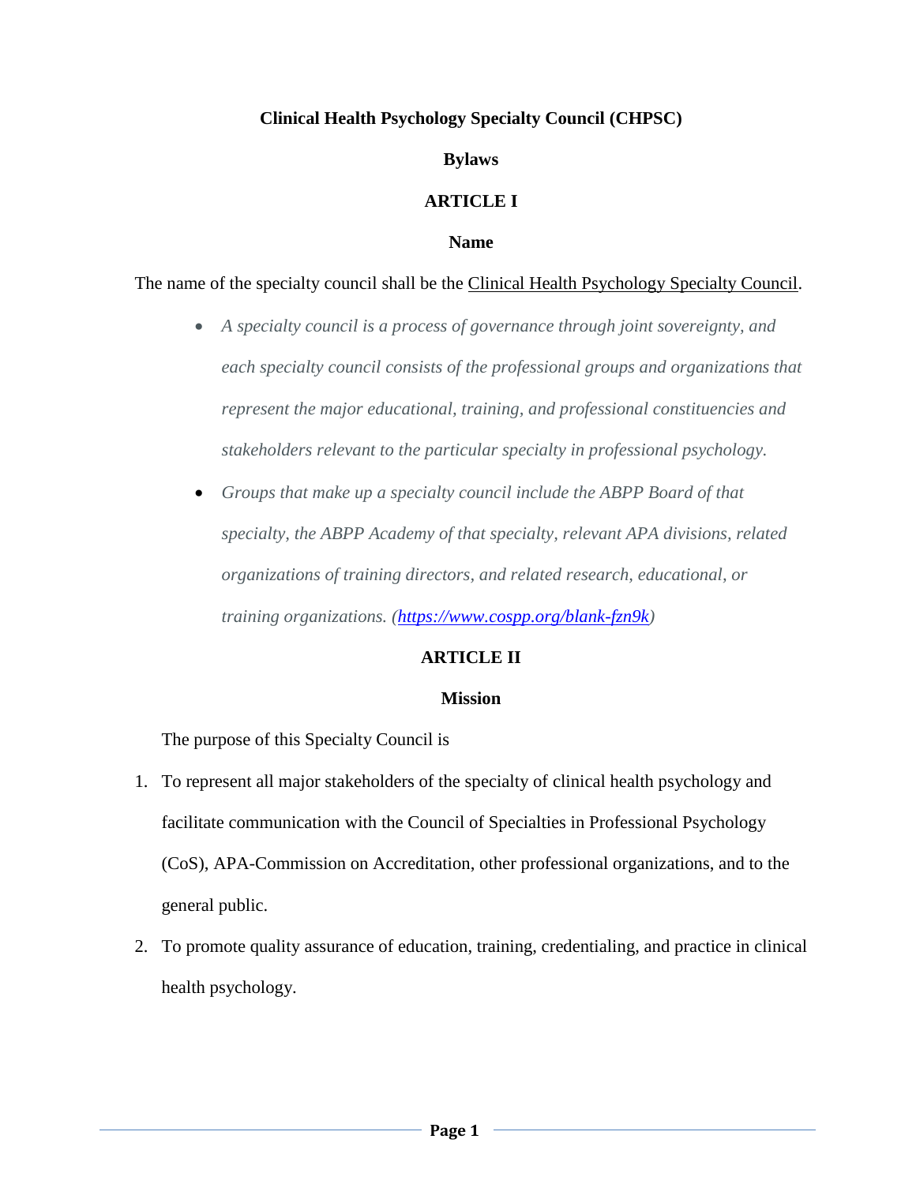# Clinical Health Psychology Specialty Council (CHPSC)

## Bylaws

## ARTICLE I

### Name

The name of the specialty council shall be the Clinical Health Psychology Specialty Council.

- *A specialty council is a process of governance through joint sovereignty, and each specialty council consists of the professional groups and organizations that represent the major educational, training, and professional constituencies and stakeholders relevant to the particular specialty in professional psychology.*
- *Groups that make up a specialty council include the ABPP Board of that specialty, the ABPP Academy of that specialty, relevant APA divisions, related organizations of training directors, and related research, educational, or training organizations. ([https://www.cospp.org/blank-fzn9k](https://www.cospp.org/blank-fzn9k))*

## ARTICLE II

### Mission

The purpose of this Specialty Council is

1. To represent all major stakeholders of the specialty of clinical health psychology and facilitate communication with the Council of Specialties in Professional Psychology (CoS), APA-Commission on Accreditation, other professional organizations, and to the general public.
2. To promote quality assurance of education, training, credentialing, and practice in clinical health psychology.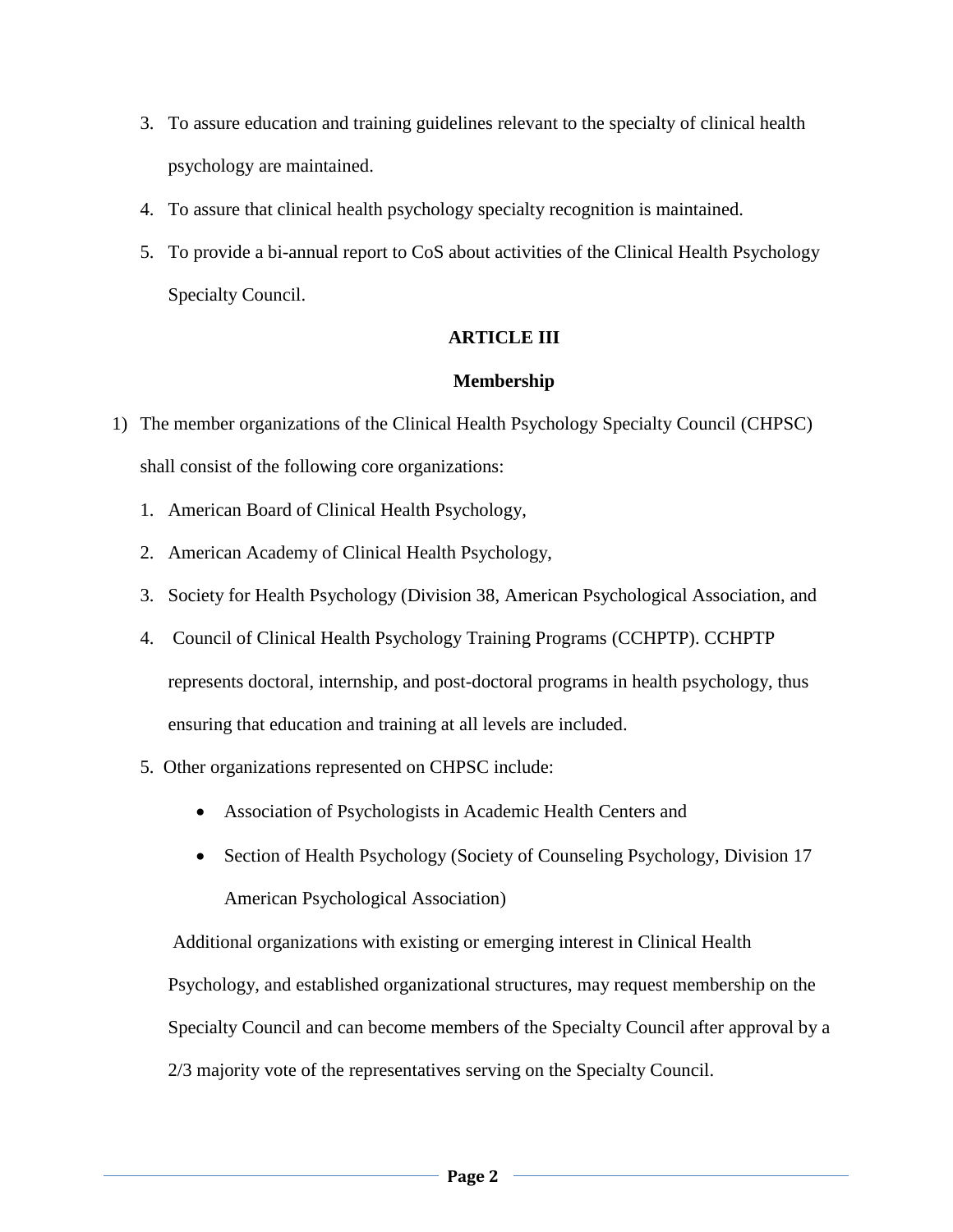3. To assure education and training guidelines relevant to the specialty of clinical health psychology are maintained.
4. To assure that clinical health psychology specialty recognition is maintained.
5. To provide a bi-annual report to CoS about activities of the Clinical Health Psychology Specialty Council.

## ARTICLE III

## Membership

1) The member organizations of the Clinical Health Psychology Specialty Council (CHPSC) shall consist of the following core organizations:
   1. American Board of Clinical Health Psychology,
   2. American Academy of Clinical Health Psychology,
   3. Society for Health Psychology (Division 38, American Psychological Association, and
   4. Council of Clinical Health Psychology Training Programs (CCHPTP). CCHPTP represents doctoral, internship, and post-doctoral programs in health psychology, thus ensuring that education and training at all levels are included.
   5. Other organizations represented on CHPSC include:
      - Association of Psychologists in Academic Health Centers and
      - Section of Health Psychology (Society of Counseling Psychology, Division 17 American Psychological Association)

   Additional organizations with existing or emerging interest in Clinical Health Psychology, and established organizational structures, may request membership on the Specialty Council and can become members of the Specialty Council after approval by a 2/3 majority vote of the representatives serving on the Specialty Council.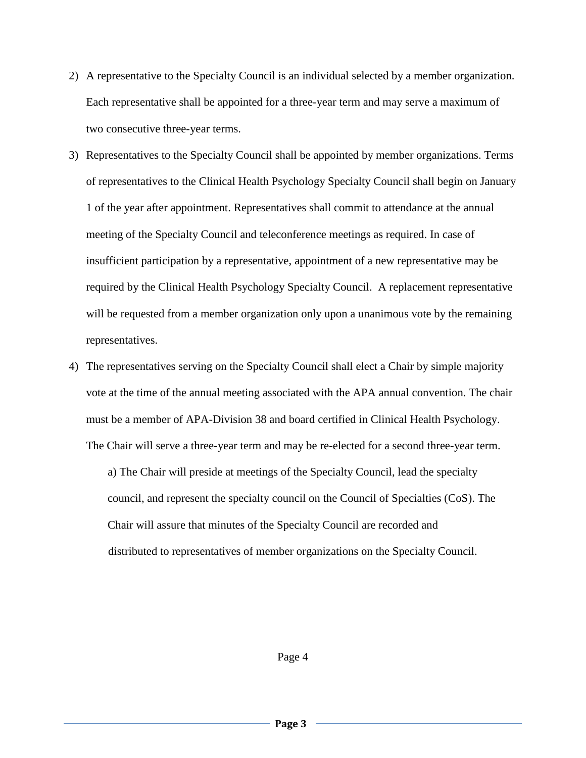2) A representative to the Specialty Council is an individual selected by a member organization. Each representative shall be appointed for a three-year term and may serve a maximum of two consecutive three-year terms.

3) Representatives to the Specialty Council shall be appointed by member organizations. Terms of representatives to the Clinical Health Psychology Specialty Council shall begin on January 1 of the year after appointment. Representatives shall commit to attendance at the annual meeting of the Specialty Council and teleconference meetings as required. In case of insufficient participation by a representative, appointment of a new representative may be required by the Clinical Health Psychology Specialty Council. A replacement representative will be requested from a member organization only upon a unanimous vote by the remaining representatives.

4) The representatives serving on the Specialty Council shall elect a Chair by simple majority vote at the time of the annual meeting associated with the APA annual convention. The chair must be a member of APA-Division 38 and board certified in Clinical Health Psychology. The Chair will serve a three-year term and may be re-elected for a second three-year term.

    a) The Chair will preside at meetings of the Specialty Council, lead the specialty council, and represent the specialty council on the Council of Specialties (CoS). The Chair will assure that minutes of the Specialty Council are recorded and distributed to representatives of member organizations on the Specialty Council.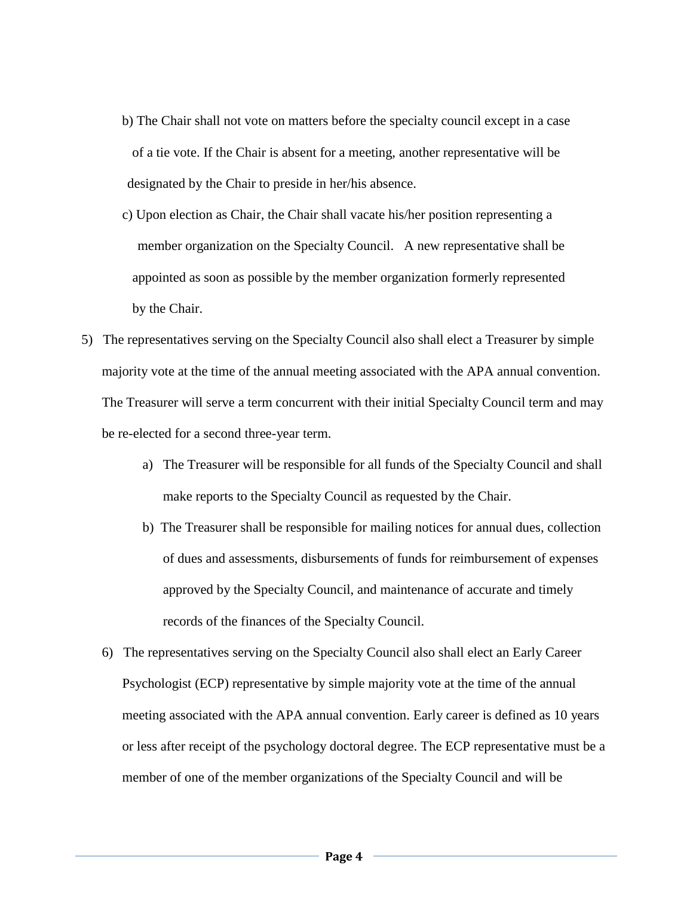b) The Chair shall not vote on matters before the specialty council except in a case of a tie vote. If the Chair is absent for a meeting, another representative will be designated by the Chair to preside in her/his absence.

c) Upon election as Chair, the Chair shall vacate his/her position representing a member organization on the Specialty Council. A new representative shall be appointed as soon as possible by the member organization formerly represented by the Chair.

5) The representatives serving on the Specialty Council also shall elect a Treasurer by simple majority vote at the time of the annual meeting associated with the APA annual convention. The Treasurer will serve a term concurrent with their initial Specialty Council term and may be re-elected for a second three-year term.

   a) The Treasurer will be responsible for all funds of the Specialty Council and shall make reports to the Specialty Council as requested by the Chair.

   b) The Treasurer shall be responsible for mailing notices for annual dues, collection of dues and assessments, disbursements of funds for reimbursement of expenses approved by the Specialty Council, and maintenance of accurate and timely records of the finances of the Specialty Council.

6) The representatives serving on the Specialty Council also shall elect an Early Career Psychologist (ECP) representative by simple majority vote at the time of the annual meeting associated with the APA annual convention. Early career is defined as 10 years or less after receipt of the psychology doctoral degree. The ECP representative must be a member of one of the member organizations of the Specialty Council and will be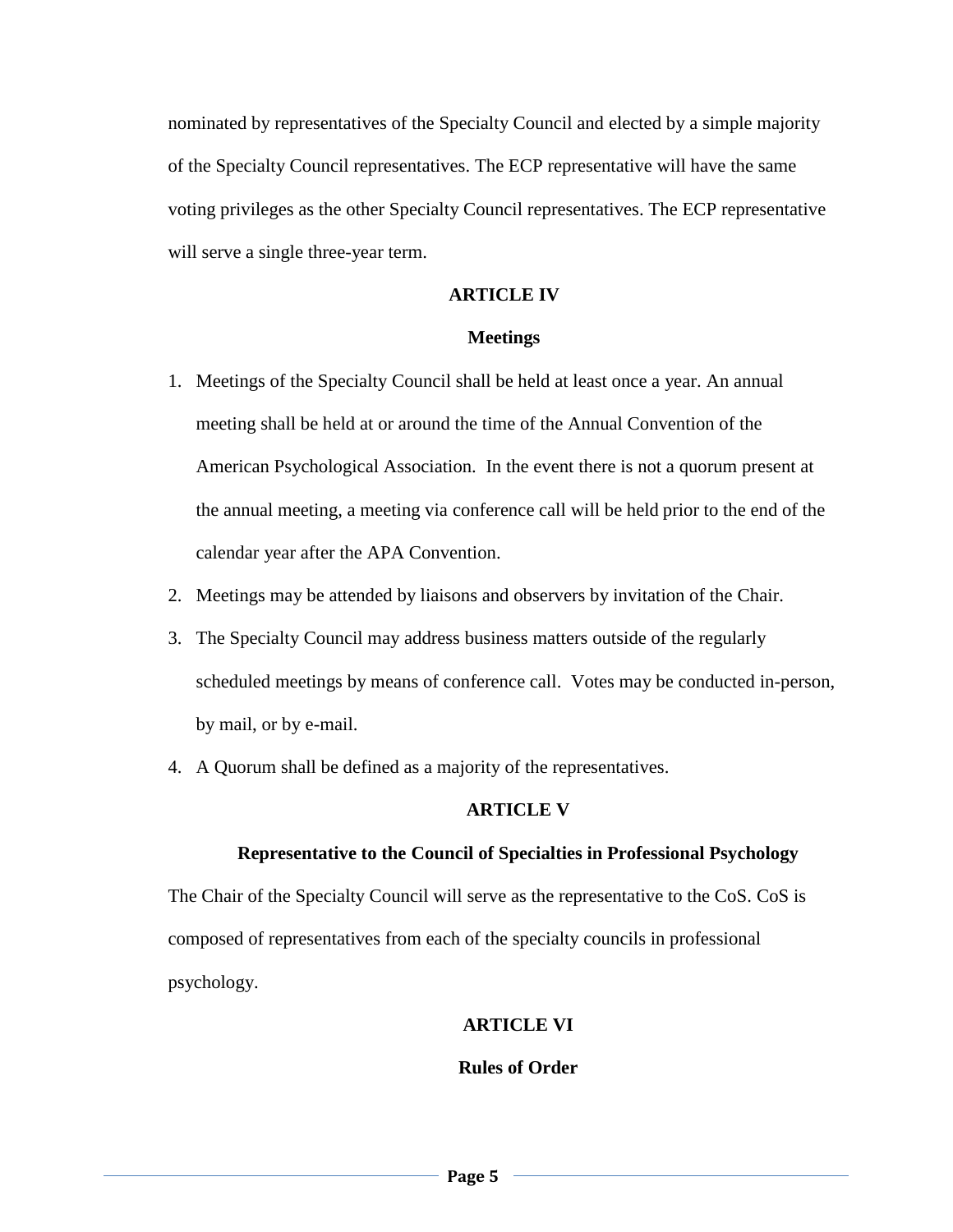nominated by representatives of the Specialty Council and elected by a simple majority of the Specialty Council representatives. The ECP representative will have the same voting privileges as the other Specialty Council representatives. The ECP representative will serve a single three-year term.

## ARTICLE IV

### Meetings

1. Meetings of the Specialty Council shall be held at least once a year. An annual meeting shall be held at or around the time of the Annual Convention of the American Psychological Association. In the event there is not a quorum present at the annual meeting, a meeting via conference call will be held prior to the end of the calendar year after the APA Convention.
2. Meetings may be attended by liaisons and observers by invitation of the Chair.
3. The Specialty Council may address business matters outside of the regularly scheduled meetings by means of conference call. Votes may be conducted in-person, by mail, or by e-mail.
4. A Quorum shall be defined as a majority of the representatives.

## ARTICLE V

### Representative to the Council of Specialties in Professional Psychology

The Chair of the Specialty Council will serve as the representative to the CoS. CoS is composed of representatives from each of the specialty councils in professional psychology.

## ARTICLE VI

### Rules of Order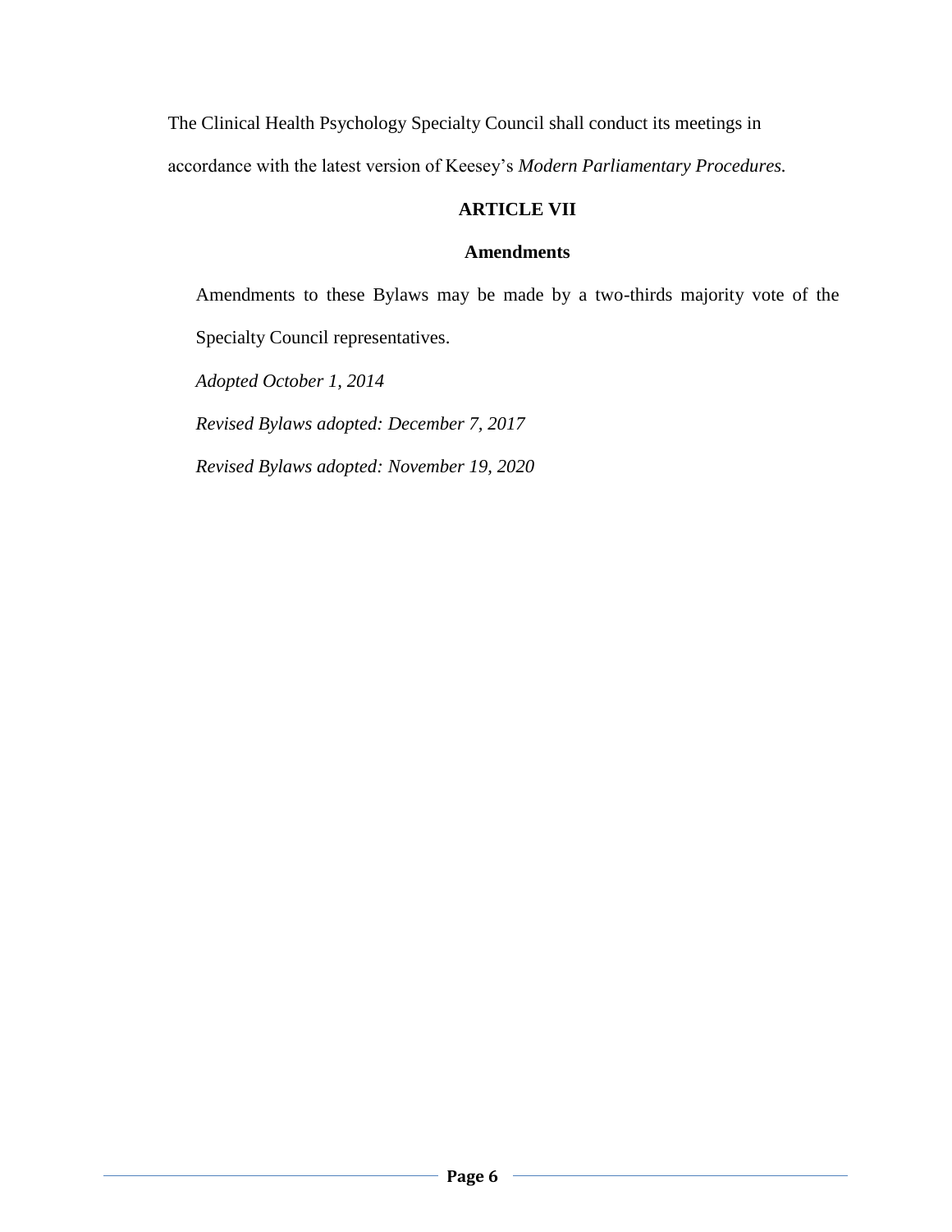The Clinical Health Psychology Specialty Council shall conduct its meetings in accordance with the latest version of Keesey's *Modern Parliamentary Procedures.*

## ARTICLE VII

### Amendments

Amendments to these Bylaws may be made by a two-thirds majority vote of the Specialty Council representatives.

*Adopted October 1, 2014*

*Revised Bylaws adopted: December 7, 2017*

*Revised Bylaws adopted: November 19, 2020*